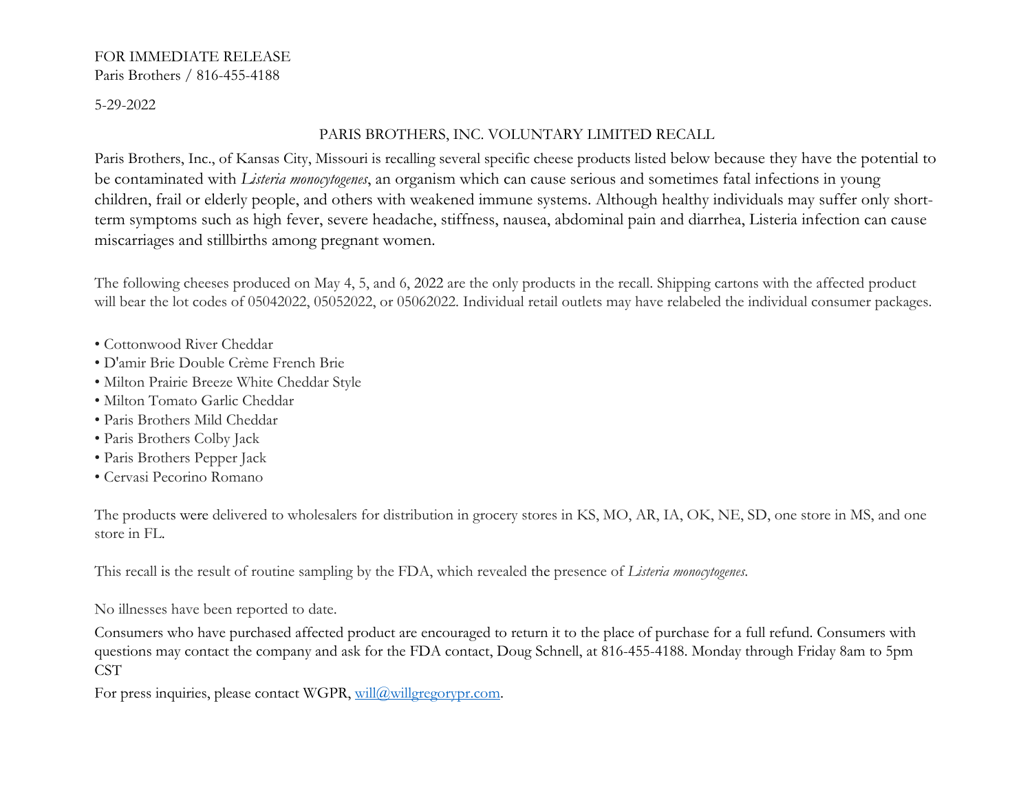FOR IMMEDIATE RELEASE
Paris Brothers / 816-455-4188

5-29-2022

## PARIS BROTHERS, INC. VOLUNTARY LIMITED RECALL

Paris Brothers, Inc., of Kansas City, Missouri is recalling several specific cheese products listed below because they have the potential to be contaminated with *Listeria monocytogenes*, an organism which can cause serious and sometimes fatal infections in young children, frail or elderly people, and others with weakened immune systems. Although healthy individuals may suffer only short-term symptoms such as high fever, severe headache, stiffness, nausea, abdominal pain and diarrhea, Listeria infection can cause miscarriages and stillbirths among pregnant women.

The following cheeses produced on May 4, 5, and 6, 2022 are the only products in the recall. Shipping cartons with the affected product will bear the lot codes of 05042022, 05052022, or 05062022. Individual retail outlets may have relabeled the individual consumer packages.

- Cottonwood River Cheddar
- D'amir Brie Double Crème French Brie
- Milton Prairie Breeze White Cheddar Style
- Milton Tomato Garlic Cheddar
- Paris Brothers Mild Cheddar
- Paris Brothers Colby Jack
- Paris Brothers Pepper Jack
- Cervasi Pecorino Romano

The products were delivered to wholesalers for distribution in grocery stores in KS, MO, AR, IA, OK, NE, SD, one store in MS, and one store in FL.

This recall is the result of routine sampling by the FDA, which revealed the presence of *Listeria monocytogenes*.

No illnesses have been reported to date.

Consumers who have purchased affected product are encouraged to return it to the place of purchase for a full refund. Consumers with questions may contact the company and ask for the FDA contact, Doug Schnell, at 816-455-4188. Monday through Friday 8am to 5pm CST

For press inquiries, please contact WGPR, will@willgregorypr.com.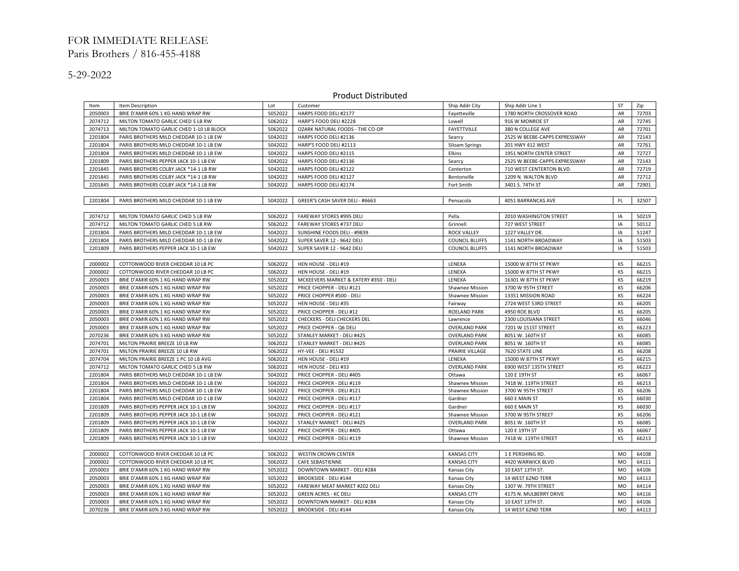FOR IMMEDIATE RELEASE
Paris Brothers / 816-455-4188

5-29-2022

## Product Distributed

| Item | Item Description | Lot | Customer | Ship Addr City | Ship Addr Line 1 | ST | Zip |
|---|---|---|---|---|---|---|---|
| 2050003 | BRIE D'AMIR 60% 1 KG HAND WRAP RW | 5052022 | HARPS FOOD DELI #2177 | Fayetteville | 1780 NORTH CROSSOVER ROAD | AR | 72703 |
| 2074712 | MILTON TOMATO GARLIC CHED 5 LB RW | 5062022 | HARP'S FOOD DELI #2228 | Lowell | 916 W MONROE ST | AR | 72745 |
| 2074713 | MILTON TOMATO GARLIC CHED 1-10 LB BLOCK | 5062022 | OZARK NATURAL FOODS - THE CO-OP | FAYETTVILLE | 380 N COLLEGE AVE | AR | 72701 |
| 2201804 | PARIS BROTHERS MILD CHEDDAR 10-1 LB EW | 5042022 | HARPS FOOD DELI #2136 | Searcy | 2525 W BEEBE-CAPPS EXPRESSWAY | AR | 72143 |
| 2201804 | PARIS BROTHERS MILD CHEDDAR 10-1 LB EW | 5042022 | HARP'S FOOD DELI #2113 | Siloam Springs | 201 HWY 412 WEST | AR | 72761 |
| 2201804 | PARIS BROTHERS MILD CHEDDAR 10-1 LB EW | 5042022 | HARPS FOOD DELI #2115 | Elkins | 1951 NORTH CENTER STREET | AR | 72727 |
| 2201809 | PARIS BROTHERS PEPPER JACK 10-1 LB EW | 5042022 | HARPS FOOD DELI #2136 | Searcy | 2525 W BEEBE-CAPPS EXPRESSWAY | AR | 72143 |
| 2201845 | PARIS BROTHERS COLBY JACK *14-1 LB RW | 5042022 | HARPS FOOD DELI #2122 | Centerton | 710 WEST CENTERTON BLVD. | AR | 72719 |
| 2201845 | PARIS BROTHERS COLBY JACK *14-1 LB RW | 5042022 | HARPS FOOD DELI #2127 | Bentonville | 1209 N. WALTON BLVD | AR | 72712 |
| 2201845 | PARIS BROTHERS COLBY JACK *14-1 LB RW | 5042022 | HARPS FOOD DELI #2174 | Fort Smith | 3401 S. 74TH ST | AR | 72901 |
| | | | | | | | |
| 2201804 | PARIS BROTHERS MILD CHEDDAR 10-1 LB EW | 5042022 | GREER'S CASH SAVER DELI - #6663 | Pensacola | 4051 BARRANCAS AVE | FL | 32507 |
| | | | | | | | |
| 2074712 | MILTON TOMATO GARLIC CHED 5 LB RW | 5062022 | FAREWAY STORES #995 DELI | Pella | 2010 WASHINGTON STREET | IA | 50219 |
| 2074712 | MILTON TOMATO GARLIC CHED 5 LB RW | 5062022 | FAREWAY STORES #737 DELI | Grinnell | 727 WEST STREET | IA | 50112 |
| 2201804 | PARIS BROTHERS MILD CHEDDAR 10-1 LB EW | 5042022 | SUNSHINE FOODS DELI - #9839 | ROCK VALLEY | 1227 VALLEY DR. | IA | 51247 |
| 2201804 | PARIS BROTHERS MILD CHEDDAR 10-1 LB EW | 5042022 | SUPER SAVER 12 - 9642 DELI | COUNCIL BLUFFS | 1141 NORTH BROADWAY | IA | 51503 |
| 2201809 | PARIS BROTHERS PEPPER JACK 10-1 LB EW | 5042022 | SUPER SAVER 12 - 9642 DELI | COUNCIL BLUFFS | 1141 NORTH BROADWAY | IA | 51503 |
| | | | | | | | |
| 2000002 | COTTONWOOD RIVER CHEDDAR 10 LB PC | 5062022 | HEN HOUSE - DELI #19 | LENEXA | 15000 W 87TH ST PKWY | KS | 66215 |
| 2000002 | COTTONWOOD RIVER CHEDDAR 10 LB PC | 5062022 | HEN HOUSE - DELI #19 | LENEXA | 15000 W 87TH ST PKWY | KS | 66215 |
| 2050003 | BRIE D'AMIR 60% 1 KG HAND WRAP RW | 5052022 | MCKEEVERS MARKET & EATERY #350 - DELI | LENEXA | 16301 W 87TH ST PKWY | KS | 66219 |
| 2050003 | BRIE D'AMIR 60% 1 KG HAND WRAP RW | 5052022 | PRICE CHOPPER - DELI #121 | Shawnee Mission | 3700 W 95TH STREET | KS | 66206 |
| 2050003 | BRIE D'AMIR 60% 1 KG HAND WRAP RW | 5052022 | PRICE CHOPPER #500 - DELI | Shawnee Mission | 13351 MISSION ROAD | KS | 66224 |
| 2050003 | BRIE D'AMIR 60% 1 KG HAND WRAP RW | 5052022 | HEN HOUSE - DELI #35 | Fairway | 2724 WEST 53RD STREET | KS | 66205 |
| 2050003 | BRIE D'AMIR 60% 1 KG HAND WRAP RW | 5052022 | PRICE CHOPPER - DELI #12 | ROELAND PARK | 4950 ROE BLVD | KS | 66205 |
| 2050003 | BRIE D'AMIR 60% 1 KG HAND WRAP RW | 5052022 | CHECKERS - DELI CHECKERS DEL | Lawrence | 2300 LOUISIANA STREET | KS | 66046 |
| 2050003 | BRIE D'AMIR 60% 1 KG HAND WRAP RW | 5052022 | PRICE CHOPPER - Q6 DELI | OVERLAND PARK | 7201 W 151ST STREET | KS | 66223 |
| 2070236 | BRIE D'AMIR 60% 3 KG HAND WRAP RW | 5052022 | STANLEY MARKET - DELI #425 | OVERLAND PARK | 8051 W. 160TH ST | KS | 66085 |
| 2074701 | MILTON PRAIRIE BREEZE 10 LB RW | 5062022 | STANLEY MARKET - DELI #425 | OVERLAND PARK | 8051 W. 160TH ST | KS | 66085 |
| 2074701 | MILTON PRAIRIE BREEZE 10 LB RW | 5062022 | HY-VEE - DELI #1532 | PRAIRIE VILLAGE | 7620 STATE LINE | KS | 66208 |
| 2074704 | MILTON PRAIRIE BREEZE 1 PC 10 LB AVG | 5062022 | HEN HOUSE - DELI #19 | LENEXA | 15000 W 87TH ST PKWY | KS | 66215 |
| 2074712 | MILTON TOMATO GARLIC CHED 5 LB RW | 5062022 | HEN HOUSE - DELI #33 | OVERLAND PARK | 6900 WEST 135TH STREET | KS | 66223 |
| 2201804 | PARIS BROTHERS MILD CHEDDAR 10-1 LB EW | 5042022 | PRICE CHOPPER - DELI #405 | Ottawa | 120 E 19TH ST | KS | 66067 |
| 2201804 | PARIS BROTHERS MILD CHEDDAR 10-1 LB EW | 5042022 | PRICE CHOPPER - DELI #119 | Shawnee Mission | 7418 W. 119TH STREET | KS | 66213 |
| 2201804 | PARIS BROTHERS MILD CHEDDAR 10-1 LB EW | 5042022 | PRICE CHOPPER - DELI #121 | Shawnee Mission | 3700 W 95TH STREET | KS | 66206 |
| 2201804 | PARIS BROTHERS MILD CHEDDAR 10-1 LB EW | 5042022 | PRICE CHOPPER - DELI #117 | Gardner | 660 E MAIN ST | KS | 66030 |
| 2201809 | PARIS BROTHERS PEPPER JACK 10-1 LB EW | 5042022 | PRICE CHOPPER - DELI #117 | Gardner | 660 E MAIN ST | KS | 66030 |
| 2201809 | PARIS BROTHERS PEPPER JACK 10-1 LB EW | 5042022 | PRICE CHOPPER - DELI #121 | Shawnee Mission | 3700 W 95TH STREET | KS | 66206 |
| 2201809 | PARIS BROTHERS PEPPER JACK 10-1 LB EW | 5042022 | STANLEY MARKET - DELI #425 | OVERLAND PARK | 8051 W. 160TH ST | KS | 66085 |
| 2201809 | PARIS BROTHERS PEPPER JACK 10-1 LB EW | 5042022 | PRICE CHOPPER - DELI #405 | Ottawa | 120 E 19TH ST | KS | 66067 |
| 2201809 | PARIS BROTHERS PEPPER JACK 10-1 LB EW | 5042022 | PRICE CHOPPER - DELI #119 | Shawnee Mission | 7418 W. 119TH STREET | KS | 66213 |
| | | | | | | | |
| 2000002 | COTTONWOOD RIVER CHEDDAR 10 LB PC | 5062022 | WESTIN CROWN CENTER | KANSAS CITY | 1 E PERSHING RD. | MO | 64108 |
| 2000002 | COTTONWOOD RIVER CHEDDAR 10 LB PC | 5062022 | CAFE SEBASTIENNE | KANSAS CITY | 4420 WARWICK BLVD | MO | 64111 |
| 2050003 | BRIE D'AMIR 60% 1 KG HAND WRAP RW | 5052022 | DOWNTOWN MARKET - DELI #284 | Kansas City | 10 EAST 13TH ST. | MO | 64106 |
| 2050003 | BRIE D'AMIR 60% 1 KG HAND WRAP RW | 5052022 | BROOKSIDE - DELI #144 | Kansas City | 14 WEST 62ND TERR | MO | 64113 |
| 2050003 | BRIE D'AMIR 60% 1 KG HAND WRAP RW | 5052022 | FAREWAY MEAT MARKET #202 DELI | Kansas City | 1307 W. 79TH STREET | MO | 64114 |
| 2050003 | BRIE D'AMIR 60% 1 KG HAND WRAP RW | 5052022 | GREEN ACRES - KC DELI | KANSAS CITY | 4175 N. MULBERRY DRIVE | MO | 64116 |
| 2050003 | BRIE D'AMIR 60% 1 KG HAND WRAP RW | 5052022 | DOWNTOWN MARKET - DELI #284 | Kansas City | 10 EAST 13TH ST. | MO | 64106 |
| 2070236 | BRIE D'AMIR 60% 3 KG HAND WRAP RW | 5052022 | BROOKSIDE - DELI #144 | Kansas City | 14 WEST 62ND TERR | MO | 64113 |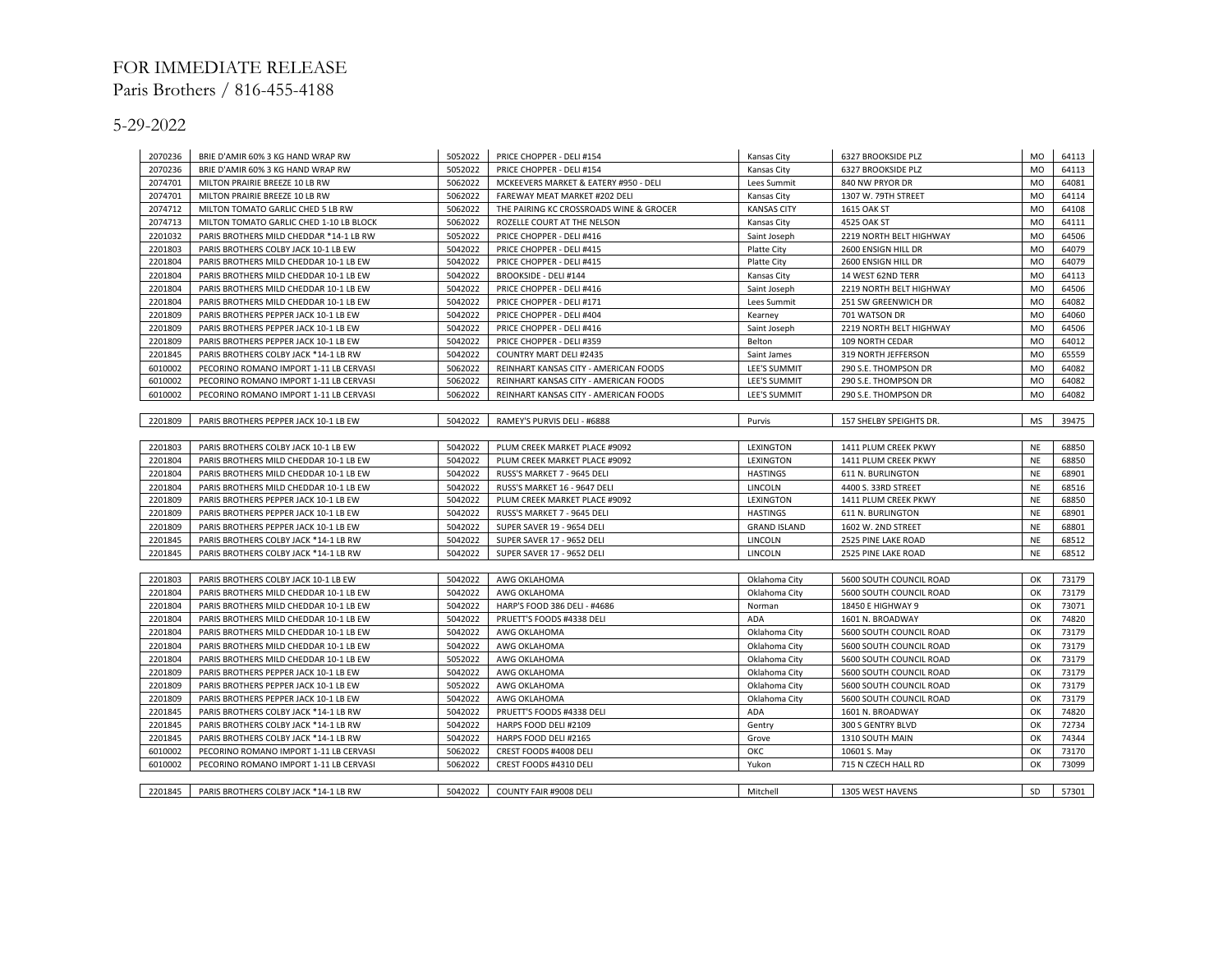# FOR IMMEDIATE RELEASE

Paris Brothers / 816-455-4188

5-29-2022

| | | | | | | | |
|---|---|---|---|---|---|---|---|
| 2070236 | BRIE D'AMIR 60% 3 KG HAND WRAP RW | 5052022 | PRICE CHOPPER - DELI #154 | Kansas City | 6327 BROOKSIDE PLZ | MO | 64113 |
| 2070236 | BRIE D'AMIR 60% 3 KG HAND WRAP RW | 5052022 | PRICE CHOPPER - DELI #154 | Kansas City | 6327 BROOKSIDE PLZ | MO | 64113 |
| 2074701 | MILTON PRAIRIE BREEZE 10 LB RW | 5062022 | MCKEEVERS MARKET & EATERY #950 - DELI | Lees Summit | 840 NW PRYOR DR | MO | 64081 |
| 2074701 | MILTON PRAIRIE BREEZE 10 LB RW | 5062022 | FAREWAY MEAT MARKET #202 DELI | Kansas City | 1307 W. 79TH STREET | MO | 64114 |
| 2074712 | MILTON TOMATO GARLIC CHED 5 LB RW | 5062022 | THE PAIRING KC CROSSROADS WINE & GROCER | KANSAS CITY | 1615 OAK ST | MO | 64108 |
| 2074713 | MILTON TOMATO GARLIC CHED 1-10 LB BLOCK | 5062022 | ROZELLE COURT AT THE NELSON | Kansas City | 4525 OAK ST | MO | 64111 |
| 2201032 | PARIS BROTHERS MILD CHEDDAR *14-1 LB RW | 5052022 | PRICE CHOPPER - DELI #416 | Saint Joseph | 2219 NORTH BELT HIGHWAY | MO | 64506 |
| 2201803 | PARIS BROTHERS COLBY JACK 10-1 LB EW | 5042022 | PRICE CHOPPER - DELI #415 | Platte City | 2600 ENSIGN HILL DR | MO | 64079 |
| 2201804 | PARIS BROTHERS MILD CHEDDAR 10-1 LB EW | 5042022 | PRICE CHOPPER - DELI #415 | Platte City | 2600 ENSIGN HILL DR | MO | 64079 |
| 2201804 | PARIS BROTHERS MILD CHEDDAR 10-1 LB EW | 5042022 | BROOKSIDE - DELI #144 | Kansas City | 14 WEST 62ND TERR | MO | 64113 |
| 2201804 | PARIS BROTHERS MILD CHEDDAR 10-1 LB EW | 5042022 | PRICE CHOPPER - DELI #416 | Saint Joseph | 2219 NORTH BELT HIGHWAY | MO | 64506 |
| 2201804 | PARIS BROTHERS MILD CHEDDAR 10-1 LB EW | 5042022 | PRICE CHOPPER - DELI #171 | Lees Summit | 251 SW GREENWICH DR | MO | 64082 |
| 2201809 | PARIS BROTHERS PEPPER JACK 10-1 LB EW | 5042022 | PRICE CHOPPER - DELI #404 | Kearney | 701 WATSON DR | MO | 64060 |
| 2201809 | PARIS BROTHERS PEPPER JACK 10-1 LB EW | 5042022 | PRICE CHOPPER - DELI #416 | Saint Joseph | 2219 NORTH BELT HIGHWAY | MO | 64506 |
| 2201809 | PARIS BROTHERS PEPPER JACK 10-1 LB EW | 5042022 | PRICE CHOPPER - DELI #359 | Belton | 109 NORTH CEDAR | MO | 64012 |
| 2201845 | PARIS BROTHERS COLBY JACK *14-1 LB RW | 5042022 | COUNTRY MART DELI #2435 | Saint James | 319 NORTH JEFFERSON | MO | 65559 |
| 6010002 | PECORINO ROMANO IMPORT 1-11 LB CERVASI | 5062022 | REINHART KANSAS CITY - AMERICAN FOODS | LEE'S SUMMIT | 290 S.E. THOMPSON DR | MO | 64082 |
| 6010002 | PECORINO ROMANO IMPORT 1-11 LB CERVASI | 5062022 | REINHART KANSAS CITY - AMERICAN FOODS | LEE'S SUMMIT | 290 S.E. THOMPSON DR | MO | 64082 |
| 6010002 | PECORINO ROMANO IMPORT 1-11 LB CERVASI | 5062022 | REINHART KANSAS CITY - AMERICAN FOODS | LEE'S SUMMIT | 290 S.E. THOMPSON DR | MO | 64082 |

| | | | | | | | |
|---|---|---|---|---|---|---|---|
| 2201809 | PARIS BROTHERS PEPPER JACK 10-1 LB EW | 5042022 | RAMEY'S PURVIS DELI - #6888 | Purvis | 157 SHELBY SPEIGHTS DR. | MS | 39475 |

| | | | | | | | |
|---|---|---|---|---|---|---|---|
| 2201803 | PARIS BROTHERS COLBY JACK 10-1 LB EW | 5042022 | PLUM CREEK MARKET PLACE #9092 | LEXINGTON | 1411 PLUM CREEK PKWY | NE | 68850 |
| 2201804 | PARIS BROTHERS MILD CHEDDAR 10-1 LB EW | 5042022 | PLUM CREEK MARKET PLACE #9092 | LEXINGTON | 1411 PLUM CREEK PKWY | NE | 68850 |
| 2201804 | PARIS BROTHERS MILD CHEDDAR 10-1 LB EW | 5042022 | RUSS'S MARKET 7 - 9645 DELI | HASTINGS | 611 N. BURLINGTON | NE | 68901 |
| 2201804 | PARIS BROTHERS MILD CHEDDAR 10-1 LB EW | 5042022 | RUSS'S MARKET 16 - 9647 DELI | LINCOLN | 4400 S. 33RD STREET | NE | 68516 |
| 2201809 | PARIS BROTHERS PEPPER JACK 10-1 LB EW | 5042022 | PLUM CREEK MARKET PLACE #9092 | LEXINGTON | 1411 PLUM CREEK PKWY | NE | 68850 |
| 2201809 | PARIS BROTHERS PEPPER JACK 10-1 LB EW | 5042022 | RUSS'S MARKET 7 - 9645 DELI | HASTINGS | 611 N. BURLINGTON | NE | 68901 |
| 2201809 | PARIS BROTHERS PEPPER JACK 10-1 LB EW | 5042022 | SUPER SAVER 19 - 9654 DELI | GRAND ISLAND | 1602 W. 2ND STREET | NE | 68801 |
| 2201845 | PARIS BROTHERS COLBY JACK *14-1 LB RW | 5042022 | SUPER SAVER 17 - 9652 DELI | LINCOLN | 2525 PINE LAKE ROAD | NE | 68512 |
| 2201845 | PARIS BROTHERS COLBY JACK *14-1 LB RW | 5042022 | SUPER SAVER 17 - 9652 DELI | LINCOLN | 2525 PINE LAKE ROAD | NE | 68512 |

| | | | | | | | |
|---|---|---|---|---|---|---|---|
| 2201803 | PARIS BROTHERS COLBY JACK 10-1 LB EW | 5042022 | AWG OKLAHOMA | Oklahoma City | 5600 SOUTH COUNCIL ROAD | OK | 73179 |
| 2201804 | PARIS BROTHERS MILD CHEDDAR 10-1 LB EW | 5042022 | AWG OKLAHOMA | Oklahoma City | 5600 SOUTH COUNCIL ROAD | OK | 73179 |
| 2201804 | PARIS BROTHERS MILD CHEDDAR 10-1 LB EW | 5042022 | HARP'S FOOD 386 DELI - #4686 | Norman | 18450 E HIGHWAY 9 | OK | 73071 |
| 2201804 | PARIS BROTHERS MILD CHEDDAR 10-1 LB EW | 5042022 | PRUETT'S FOODS #4338 DELI | ADA | 1601 N. BROADWAY | OK | 74820 |
| 2201804 | PARIS BROTHERS MILD CHEDDAR 10-1 LB EW | 5042022 | AWG OKLAHOMA | Oklahoma City | 5600 SOUTH COUNCIL ROAD | OK | 73179 |
| 2201804 | PARIS BROTHERS MILD CHEDDAR 10-1 LB EW | 5042022 | AWG OKLAHOMA | Oklahoma City | 5600 SOUTH COUNCIL ROAD | OK | 73179 |
| 2201804 | PARIS BROTHERS MILD CHEDDAR 10-1 LB EW | 5052022 | AWG OKLAHOMA | Oklahoma City | 5600 SOUTH COUNCIL ROAD | OK | 73179 |
| 2201809 | PARIS BROTHERS PEPPER JACK 10-1 LB EW | 5042022 | AWG OKLAHOMA | Oklahoma City | 5600 SOUTH COUNCIL ROAD | OK | 73179 |
| 2201809 | PARIS BROTHERS PEPPER JACK 10-1 LB EW | 5052022 | AWG OKLAHOMA | Oklahoma City | 5600 SOUTH COUNCIL ROAD | OK | 73179 |
| 2201809 | PARIS BROTHERS PEPPER JACK 10-1 LB EW | 5042022 | AWG OKLAHOMA | Oklahoma City | 5600 SOUTH COUNCIL ROAD | OK | 73179 |
| 2201845 | PARIS BROTHERS COLBY JACK *14-1 LB RW | 5042022 | PRUETT'S FOODS #4338 DELI | ADA | 1601 N. BROADWAY | OK | 74820 |
| 2201845 | PARIS BROTHERS COLBY JACK *14-1 LB RW | 5042022 | HARPS FOOD DELI #2109 | Gentry | 300 S GENTRY BLVD | OK | 72734 |
| 2201845 | PARIS BROTHERS COLBY JACK *14-1 LB RW | 5042022 | HARPS FOOD DELI #2165 | Grove | 1310 SOUTH MAIN | OK | 74344 |
| 6010002 | PECORINO ROMANO IMPORT 1-11 LB CERVASI | 5062022 | CREST FOODS #4008 DELI | OKC | 10601 S. May | OK | 73170 |
| 6010002 | PECORINO ROMANO IMPORT 1-11 LB CERVASI | 5062022 | CREST FOODS #4310 DELI | Yukon | 715 N CZECH HALL RD | OK | 73099 |

| | | | | | | | |
|---|---|---|---|---|---|---|---|
| 2201845 | PARIS BROTHERS COLBY JACK *14-1 LB RW | 5042022 | COUNTY FAIR #9008 DELI | Mitchell | 1305 WEST HAVENS | SD | 57301 |